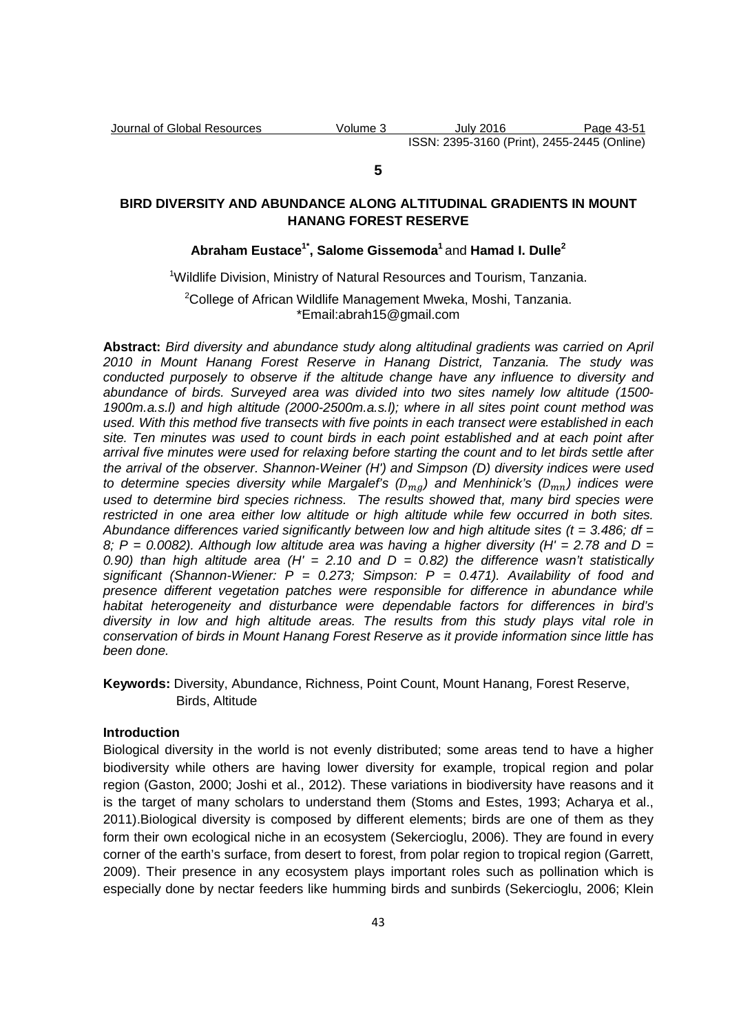**5**

# BIRD DIVERSITY AND ABUNDANCE ALONG ALTITUDINAL GRADIENTS IN MOUNT HANANG FOREST RESERVE

**Abraham Eustace[1*], Salome Gissemoda[1] and Hamad I. Dulle[2]**

[1]Wildlife Division, Ministry of Natural Resources and Tourism, Tanzania.

[2]College of African Wildlife Management Mweka, Moshi, Tanzania.
*Email:abrah15@gmail.com

**Abstract:** *Bird diversity and abundance study along altitudinal gradients was carried on April 2010 in Mount Hanang Forest Reserve in Hanang District, Tanzania. The study was conducted purposely to observe if the altitude change have any influence to diversity and abundance of birds. Surveyed area was divided into two sites namely low altitude (1500-1900m.a.s.l) and high altitude (2000-2500m.a.s.l); where in all sites point count method was used. With this method five transects with five points in each transect were established in each site. Ten minutes was used to count birds in each point established and at each point after arrival five minutes were used for relaxing before starting the count and to let birds settle after the arrival of the observer. Shannon-Weiner (H') and Simpson (D) diversity indices were used to determine species diversity while Margalef's ($D_{mg}$) and Menhinick's ($D_{mn}$) indices were used to determine bird species richness. The results showed that, many bird species were restricted in one area either low altitude or high altitude while few occurred in both sites. Abundance differences varied significantly between low and high altitude sites (t = 3.486; df = 8; P = 0.0082). Although low altitude area was having a higher diversity (H' = 2.78 and D = 0.90) than high altitude area (H' = 2.10 and D = 0.82) the difference wasn't statistically significant (Shannon-Wiener: P = 0.273; Simpson: P = 0.471). Availability of food and presence different vegetation patches were responsible for difference in abundance while habitat heterogeneity and disturbance were dependable factors for differences in bird's diversity in low and high altitude areas. The results from this study plays vital role in conservation of birds in Mount Hanang Forest Reserve as it provide information since little has been done.*

**Keywords:** Diversity, Abundance, Richness, Point Count, Mount Hanang, Forest Reserve, Birds, Altitude

## Introduction

Biological diversity in the world is not evenly distributed; some areas tend to have a higher biodiversity while others are having lower diversity for example, tropical region and polar region (Gaston, 2000; Joshi et al., 2012). These variations in biodiversity have reasons and it is the target of many scholars to understand them (Stoms and Estes, 1993; Acharya et al., 2011).Biological diversity is composed by different elements; birds are one of them as they form their own ecological niche in an ecosystem (Sekercioglu, 2006). They are found in every corner of the earth's surface, from desert to forest, from polar region to tropical region (Garrett, 2009). Their presence in any ecosystem plays important roles such as pollination which is especially done by nectar feeders like humming birds and sunbirds (Sekercioglu, 2006; Klein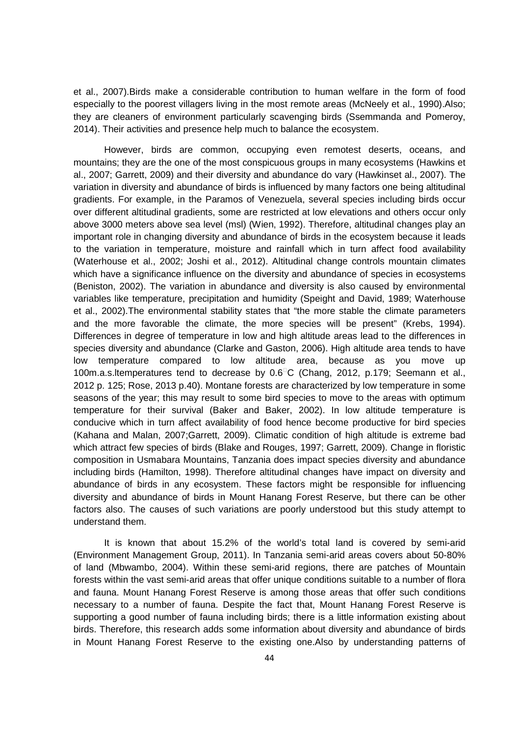et al., 2007).Birds make a considerable contribution to human welfare in the form of food especially to the poorest villagers living in the most remote areas (McNeely et al., 1990).Also; they are cleaners of environment particularly scavenging birds (Ssemmanda and Pomeroy, 2014). Their activities and presence help much to balance the ecosystem.

However, birds are common, occupying even remotest deserts, oceans, and mountains; they are the one of the most conspicuous groups in many ecosystems (Hawkins et al., 2007; Garrett, 2009) and their diversity and abundance do vary (Hawkinset al., 2007). The variation in diversity and abundance of birds is influenced by many factors one being altitudinal gradients. For example, in the Paramos of Venezuela, several species including birds occur over different altitudinal gradients, some are restricted at low elevations and others occur only above 3000 meters above sea level (msl) (Wien, 1992). Therefore, altitudinal changes play an important role in changing diversity and abundance of birds in the ecosystem because it leads to the variation in temperature, moisture and rainfall which in turn affect food availability (Waterhouse et al., 2002; Joshi et al., 2012). Altitudinal change controls mountain climates which have a significance influence on the diversity and abundance of species in ecosystems (Beniston, 2002). The variation in abundance and diversity is also caused by environmental variables like temperature, precipitation and humidity (Speight and David, 1989; Waterhouse et al., 2002).The environmental stability states that "the more stable the climate parameters and the more favorable the climate, the more species will be present" (Krebs, 1994). Differences in degree of temperature in low and high altitude areas lead to the differences in species diversity and abundance (Clarke and Gaston, 2006). High altitude area tends to have low temperature compared to low altitude area, because as you move up 100m.a.s.ltemperatures tend to decrease by 0.6°C (Chang, 2012, p.179; Seemann et al., 2012 p. 125; Rose, 2013 p.40). Montane forests are characterized by low temperature in some seasons of the year; this may result to some bird species to move to the areas with optimum temperature for their survival (Baker and Baker, 2002). In low altitude temperature is conducive which in turn affect availability of food hence become productive for bird species (Kahana and Malan, 2007;Garrett, 2009). Climatic condition of high altitude is extreme bad which attract few species of birds (Blake and Rouges, 1997; Garrett, 2009). Change in floristic composition in Usmabara Mountains, Tanzania does impact species diversity and abundance including birds (Hamilton, 1998). Therefore altitudinal changes have impact on diversity and abundance of birds in any ecosystem. These factors might be responsible for influencing diversity and abundance of birds in Mount Hanang Forest Reserve, but there can be other factors also. The causes of such variations are poorly understood but this study attempt to understand them.

It is known that about 15.2% of the world's total land is covered by semi-arid (Environment Management Group, 2011). In Tanzania semi-arid areas covers about 50-80% of land (Mbwambo, 2004). Within these semi-arid regions, there are patches of Mountain forests within the vast semi-arid areas that offer unique conditions suitable to a number of flora and fauna. Mount Hanang Forest Reserve is among those areas that offer such conditions necessary to a number of fauna. Despite the fact that, Mount Hanang Forest Reserve is supporting a good number of fauna including birds; there is a little information existing about birds. Therefore, this research adds some information about diversity and abundance of birds in Mount Hanang Forest Reserve to the existing one.Also by understanding patterns of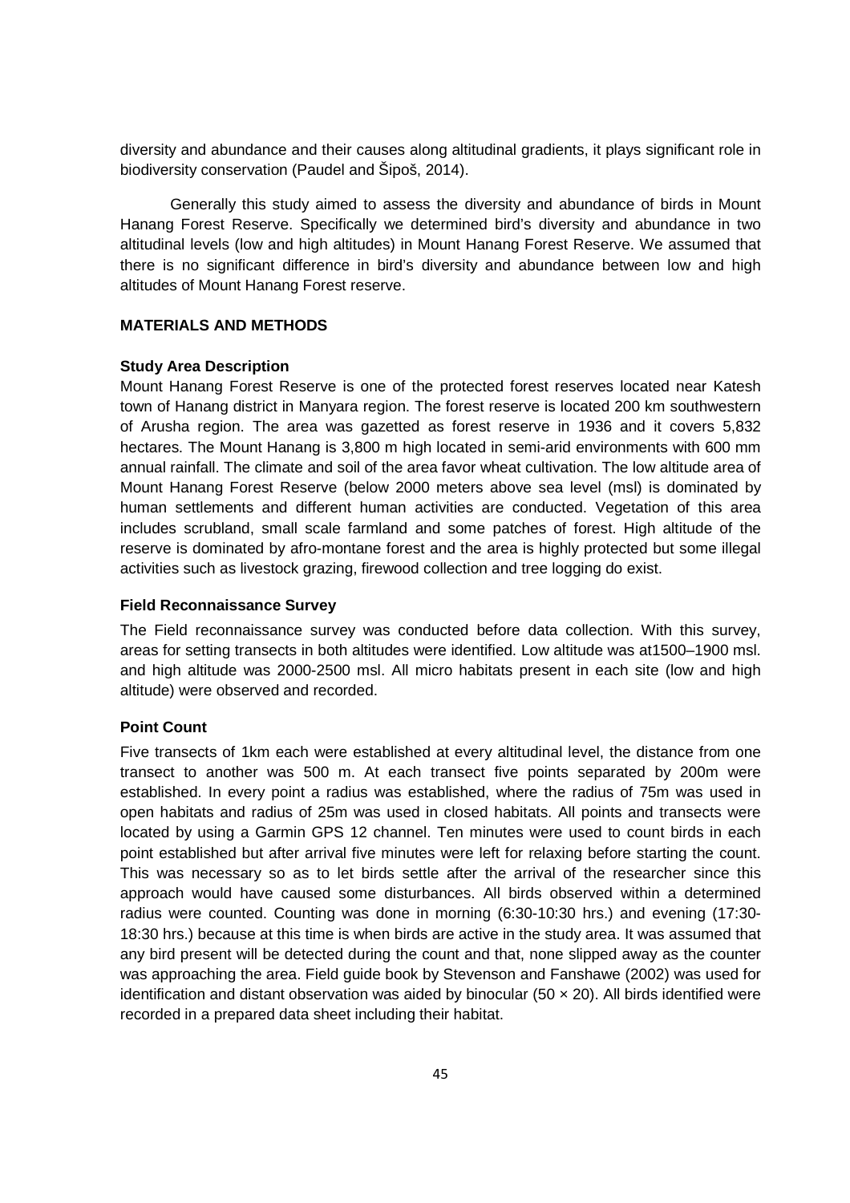diversity and abundance and their causes along altitudinal gradients, it plays significant role in biodiversity conservation (Paudel and Šipoš, 2014).

Generally this study aimed to assess the diversity and abundance of birds in Mount Hanang Forest Reserve. Specifically we determined bird's diversity and abundance in two altitudinal levels (low and high altitudes) in Mount Hanang Forest Reserve. We assumed that there is no significant difference in bird's diversity and abundance between low and high altitudes of Mount Hanang Forest reserve.

## MATERIALS AND METHODS

### Study Area Description

Mount Hanang Forest Reserve is one of the protected forest reserves located near Katesh town of Hanang district in Manyara region. The forest reserve is located 200 km southwestern of Arusha region. The area was gazetted as forest reserve in 1936 and it covers 5,832 hectares. The Mount Hanang is 3,800 m high located in semi-arid environments with 600 mm annual rainfall. The climate and soil of the area favor wheat cultivation. The low altitude area of Mount Hanang Forest Reserve (below 2000 meters above sea level (msl) is dominated by human settlements and different human activities are conducted. Vegetation of this area includes scrubland, small scale farmland and some patches of forest. High altitude of the reserve is dominated by afro-montane forest and the area is highly protected but some illegal activities such as livestock grazing, firewood collection and tree logging do exist.

### Field Reconnaissance Survey

The Field reconnaissance survey was conducted before data collection. With this survey, areas for setting transects in both altitudes were identified. Low altitude was at1500–1900 msl. and high altitude was 2000-2500 msl. All micro habitats present in each site (low and high altitude) were observed and recorded.

### Point Count

Five transects of 1km each were established at every altitudinal level, the distance from one transect to another was 500 m. At each transect five points separated by 200m were established. In every point a radius was established, where the radius of 75m was used in open habitats and radius of 25m was used in closed habitats. All points and transects were located by using a Garmin GPS 12 channel. Ten minutes were used to count birds in each point established but after arrival five minutes were left for relaxing before starting the count. This was necessary so as to let birds settle after the arrival of the researcher since this approach would have caused some disturbances. All birds observed within a determined radius were counted. Counting was done in morning (6:30-10:30 hrs.) and evening (17:30-18:30 hrs.) because at this time is when birds are active in the study area. It was assumed that any bird present will be detected during the count and that, none slipped away as the counter was approaching the area. Field guide book by Stevenson and Fanshawe (2002) was used for identification and distant observation was aided by binocular (50 × 20). All birds identified were recorded in a prepared data sheet including their habitat.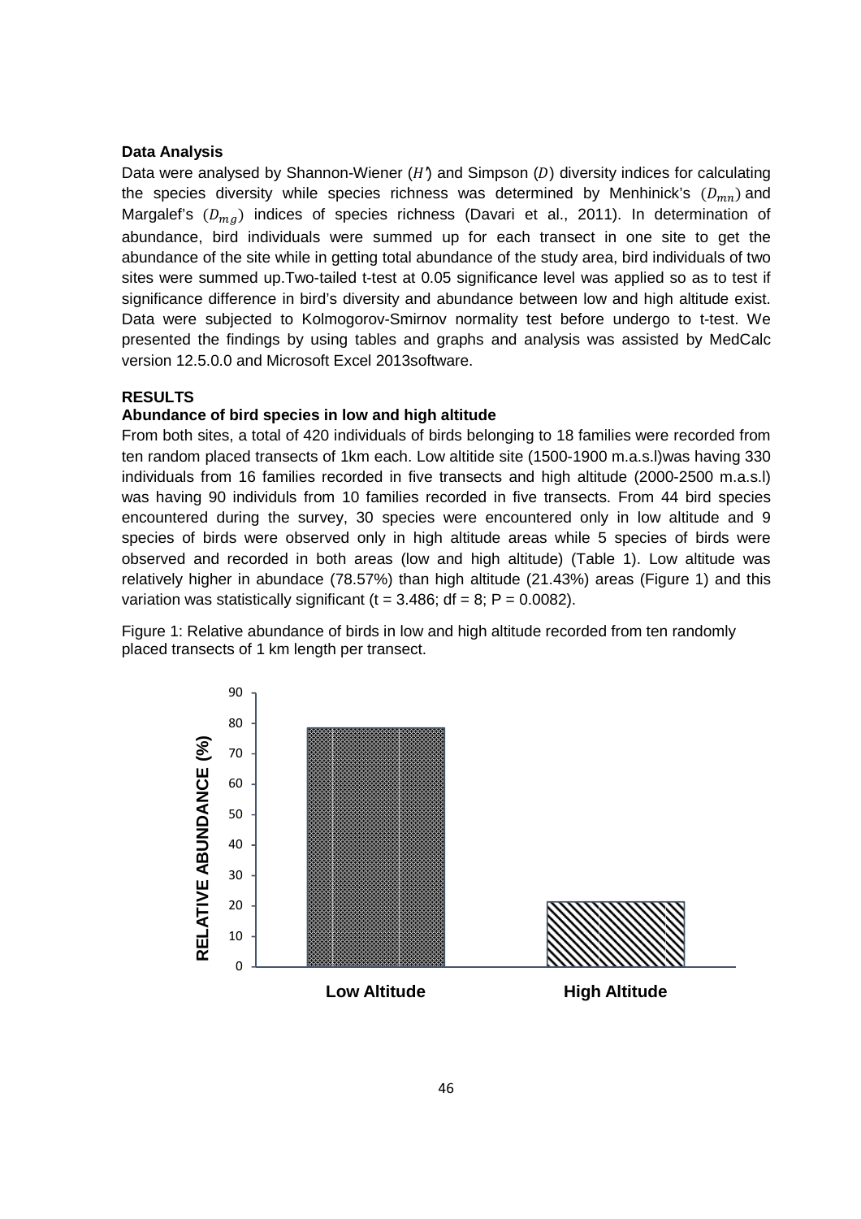**Data Analysis**

Data were analysed by Shannon-Wiener ($H'$) and Simpson ($D$) diversity indices for calculating the species diversity while species richness was determined by Menhinick's ($D_{mn}$) and Margalef's ($D_{mg}$) indices of species richness (Davari et al., 2011). In determination of abundance, bird individuals were summed up for each transect in one site to get the abundance of the site while in getting total abundance of the study area, bird individuals of two sites were summed up.Two-tailed t-test at 0.05 significance level was applied so as to test if significance difference in bird's diversity and abundance between low and high altitude exist. Data were subjected to Kolmogorov-Smirnov normality test before undergo to t-test. We presented the findings by using tables and graphs and analysis was assisted by MedCalc version 12.5.0.0 and Microsoft Excel 2013software.

**RESULTS**

**Abundance of bird species in low and high altitude**

From both sites, a total of 420 individuals of birds belonging to 18 families were recorded from ten random placed transects of 1km each. Low altitide site (1500-1900 m.a.s.l)was having 330 individuals from 16 families recorded in five transects and high altitude (2000-2500 m.a.s.l) was having 90 individuls from 10 families recorded in five transects. From 44 bird species encountered during the survey, 30 species were encountered only in low altitude and 9 species of birds were observed only in high altitude areas while 5 species of birds were observed and recorded in both areas (low and high altitude) (Table 1). Low altitude was relatively higher in abundace (78.57%) than high altitude (21.43%) areas (Figure 1) and this variation was statistically significant ($t = 3.486$; $df = 8$; $P = 0.0082$).

Figure 1: Relative abundance of birds in low and high altitude recorded from ten randomly placed transects of 1 km length per transect.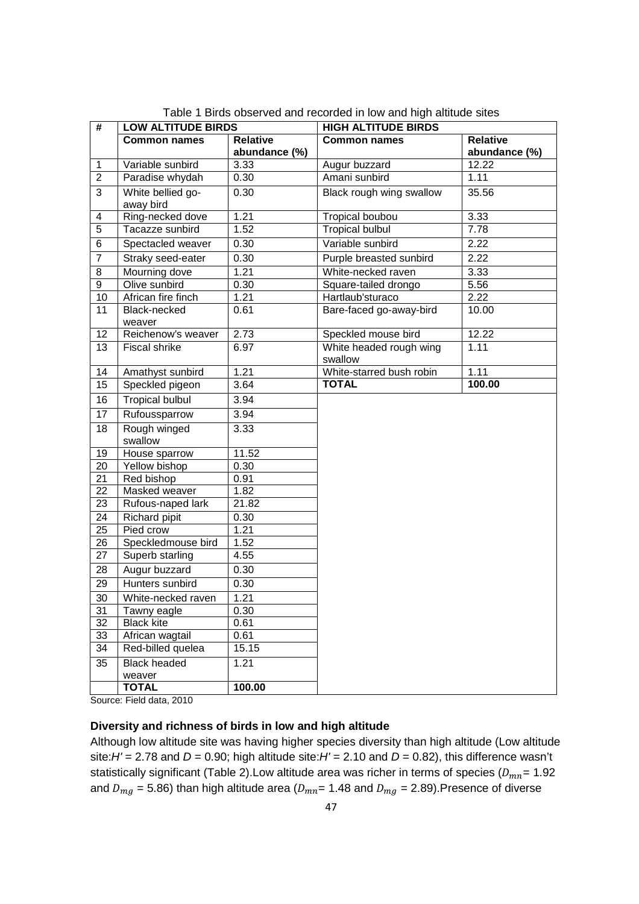Table 1 Birds observed and recorded in low and high altitude sites

| # | LOW ALTITUDE BIRDS | | HIGH ALTITUDE BIRDS | |
|---|---|---|---|---|
| | **Common names** | **Relative abundance (%)** | **Common names** | **Relative abundance (%)** |
| 1 | Variable sunbird | 3.33 | Augur buzzard | 12.22 |
| 2 | Paradise whydah | 0.30 | Amani sunbird | 1.11 |
| 3 | White bellied go-away bird | 0.30 | Black rough wing swallow | 35.56 |
| 4 | Ring-necked dove | 1.21 | Tropical boubou | 3.33 |
| 5 | Tacazze sunbird | 1.52 | Tropical bulbul | 7.78 |
| 6 | Spectacled weaver | 0.30 | Variable sunbird | 2.22 |
| 7 | Straky seed-eater | 0.30 | Purple breasted sunbird | 2.22 |
| 8 | Mourning dove | 1.21 | White-necked raven | 3.33 |
| 9 | Olive sunbird | 0.30 | Square-tailed drongo | 5.56 |
| 10 | African fire finch | 1.21 | Hartlaub'sturaco | 2.22 |
| 11 | Black-necked weaver | 0.61 | Bare-faced go-away-bird | 10.00 |
| 12 | Reichenow's weaver | 2.73 | Speckled mouse bird | 12.22 |
| 13 | Fiscal shrike | 6.97 | White headed rough wing swallow | 1.11 |
| 14 | Amathyst sunbird | 1.21 | White-starred bush robin | 1.11 |
| 15 | Speckled pigeon | 3.64 | **TOTAL** | **100.00** |
| 16 | Tropical bulbul | 3.94 | | |
| 17 | Rufoussparrow | 3.94 | | |
| 18 | Rough winged swallow | 3.33 | | |
| 19 | House sparrow | 11.52 | | |
| 20 | Yellow bishop | 0.30 | | |
| 21 | Red bishop | 0.91 | | |
| 22 | Masked weaver | 1.82 | | |
| 23 | Rufous-naped lark | 21.82 | | |
| 24 | Richard pipit | 0.30 | | |
| 25 | Pied crow | 1.21 | | |
| 26 | Speckledmouse bird | 1.52 | | |
| 27 | Superb starling | 4.55 | | |
| 28 | Augur buzzard | 0.30 | | |
| 29 | Hunters sunbird | 0.30 | | |
| 30 | White-necked raven | 1.21 | | |
| 31 | Tawny eagle | 0.30 | | |
| 32 | Black kite | 0.61 | | |
| 33 | African wagtail | 0.61 | | |
| 34 | Red-billed quelea | 15.15 | | |
| 35 | Black headed weaver | 1.21 | | |
| | **TOTAL** | **100.00** | | |

Source: Field data, 2010

**Diversity and richness of birds in low and high altitude**

Although low altitude site was having higher species diversity than high altitude (Low altitude site:*H'* = 2.78 and *D* = 0.90; high altitude site:*H'* = 2.10 and *D* = 0.82), this difference wasn't statistically significant (Table 2).Low altitude area was richer in terms of species ($D_{mn}$= 1.92 and $D_{mg}$ = 5.86) than high altitude area ($D_{mn}$= 1.48 and $D_{mg}$ = 2.89).Presence of diverse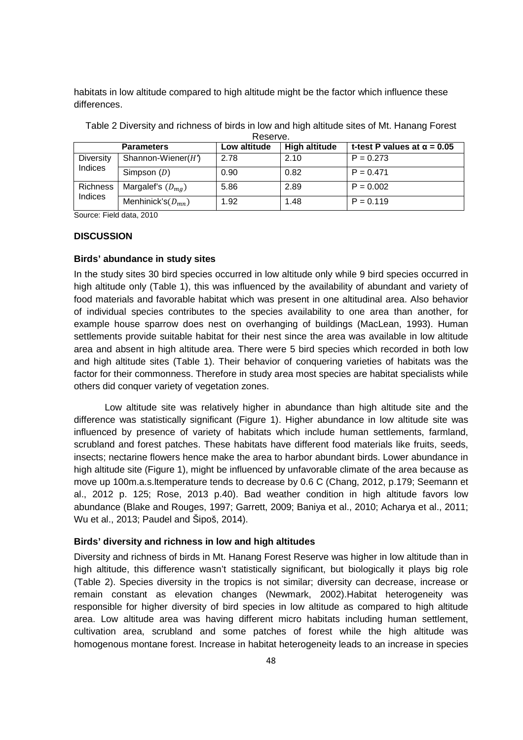habitats in low altitude compared to high altitude might be the factor which influence these differences.

Table 2 Diversity and richness of birds in low and high altitude sites of Mt. Hanang Forest Reserve.

| Parameters | | Low altitude | High altitude | t-test P values at α = 0.05 |
|---|---|---|---|---|
| Diversity Indices | Shannon-Wiener($H'$) | 2.78 | 2.10 | P = 0.273 |
| | Simpson ($D$) | 0.90 | 0.82 | P = 0.471 |
| Richness Indices | Margalef's ($D_{mg}$) | 5.86 | 2.89 | P = 0.002 |
| | Menhinick's($D_{mn}$) | 1.92 | 1.48 | P = 0.119 |

Source: Field data, 2010

## DISCUSSION

### Birds' abundance in study sites

In the study sites 30 bird species occurred in low altitude only while 9 bird species occurred in high altitude only (Table 1), this was influenced by the availability of abundant and variety of food materials and favorable habitat which was present in one altitudinal area. Also behavior of individual species contributes to the species availability to one area than another, for example house sparrow does nest on overhanging of buildings (MacLean, 1993). Human settlements provide suitable habitat for their nest since the area was available in low altitude area and absent in high altitude area. There were 5 bird species which recorded in both low and high altitude sites (Table 1). Their behavior of conquering varieties of habitats was the factor for their commonness. Therefore in study area most species are habitat specialists while others did conquer variety of vegetation zones.

Low altitude site was relatively higher in abundance than high altitude site and the difference was statistically significant (Figure 1). Higher abundance in low altitude site was influenced by presence of variety of habitats which include human settlements, farmland, scrubland and forest patches. These habitats have different food materials like fruits, seeds, insects; nectarine flowers hence make the area to harbor abundant birds. Lower abundance in high altitude site (Figure 1), might be influenced by unfavorable climate of the area because as move up 100m.a.s.ltemperature tends to decrease by 0.6 C (Chang, 2012, p.179; Seemann et al., 2012 p. 125; Rose, 2013 p.40). Bad weather condition in high altitude favors low abundance (Blake and Rouges, 1997; Garrett, 2009; Baniya et al., 2010; Acharya et al., 2011; Wu et al., 2013; Paudel and Šipoš, 2014).

### Birds' diversity and richness in low and high altitudes

Diversity and richness of birds in Mt. Hanang Forest Reserve was higher in low altitude than in high altitude, this difference wasn't statistically significant, but biologically it plays big role (Table 2). Species diversity in the tropics is not similar; diversity can decrease, increase or remain constant as elevation changes (Newmark, 2002).Habitat heterogeneity was responsible for higher diversity of bird species in low altitude as compared to high altitude area. Low altitude area was having different micro habitats including human settlement, cultivation area, scrubland and some patches of forest while the high altitude was homogenous montane forest. Increase in habitat heterogeneity leads to an increase in species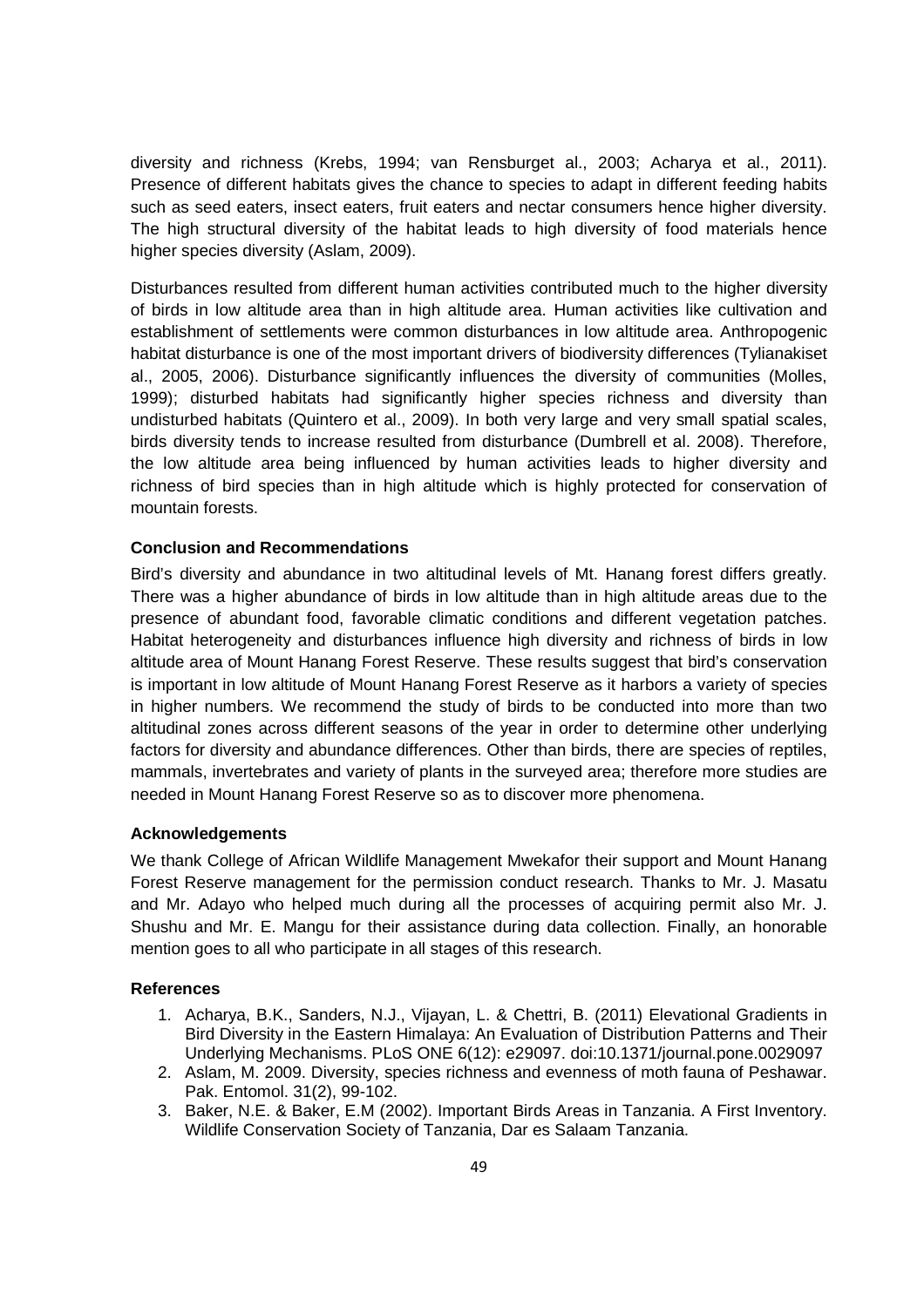diversity and richness (Krebs, 1994; van Rensburget al., 2003; Acharya et al., 2011). Presence of different habitats gives the chance to species to adapt in different feeding habits such as seed eaters, insect eaters, fruit eaters and nectar consumers hence higher diversity. The high structural diversity of the habitat leads to high diversity of food materials hence higher species diversity (Aslam, 2009).

Disturbances resulted from different human activities contributed much to the higher diversity of birds in low altitude area than in high altitude area. Human activities like cultivation and establishment of settlements were common disturbances in low altitude area. Anthropogenic habitat disturbance is one of the most important drivers of biodiversity differences (Tylianakiset al., 2005, 2006). Disturbance significantly influences the diversity of communities (Molles, 1999); disturbed habitats had significantly higher species richness and diversity than undisturbed habitats (Quintero et al., 2009). In both very large and very small spatial scales, birds diversity tends to increase resulted from disturbance (Dumbrell et al. 2008). Therefore, the low altitude area being influenced by human activities leads to higher diversity and richness of bird species than in high altitude which is highly protected for conservation of mountain forests.

**Conclusion and Recommendations**

Bird's diversity and abundance in two altitudinal levels of Mt. Hanang forest differs greatly. There was a higher abundance of birds in low altitude than in high altitude areas due to the presence of abundant food, favorable climatic conditions and different vegetation patches. Habitat heterogeneity and disturbances influence high diversity and richness of birds in low altitude area of Mount Hanang Forest Reserve. These results suggest that bird's conservation is important in low altitude of Mount Hanang Forest Reserve as it harbors a variety of species in higher numbers. We recommend the study of birds to be conducted into more than two altitudinal zones across different seasons of the year in order to determine other underlying factors for diversity and abundance differences. Other than birds, there are species of reptiles, mammals, invertebrates and variety of plants in the surveyed area; therefore more studies are needed in Mount Hanang Forest Reserve so as to discover more phenomena.

**Acknowledgements**

We thank College of African Wildlife Management Mwekafor their support and Mount Hanang Forest Reserve management for the permission conduct research. Thanks to Mr. J. Masatu and Mr. Adayo who helped much during all the processes of acquiring permit also Mr. J. Shushu and Mr. E. Mangu for their assistance during data collection. Finally, an honorable mention goes to all who participate in all stages of this research.

**References**

1. Acharya, B.K., Sanders, N.J., Vijayan, L. & Chettri, B. (2011) Elevational Gradients in Bird Diversity in the Eastern Himalaya: An Evaluation of Distribution Patterns and Their Underlying Mechanisms. PLoS ONE 6(12): e29097. doi:10.1371/journal.pone.0029097
2. Aslam, M. 2009. Diversity, species richness and evenness of moth fauna of Peshawar. Pak. Entomol. 31(2), 99-102.
3. Baker, N.E. & Baker, E.M (2002). Important Birds Areas in Tanzania. A First Inventory. Wildlife Conservation Society of Tanzania, Dar es Salaam Tanzania.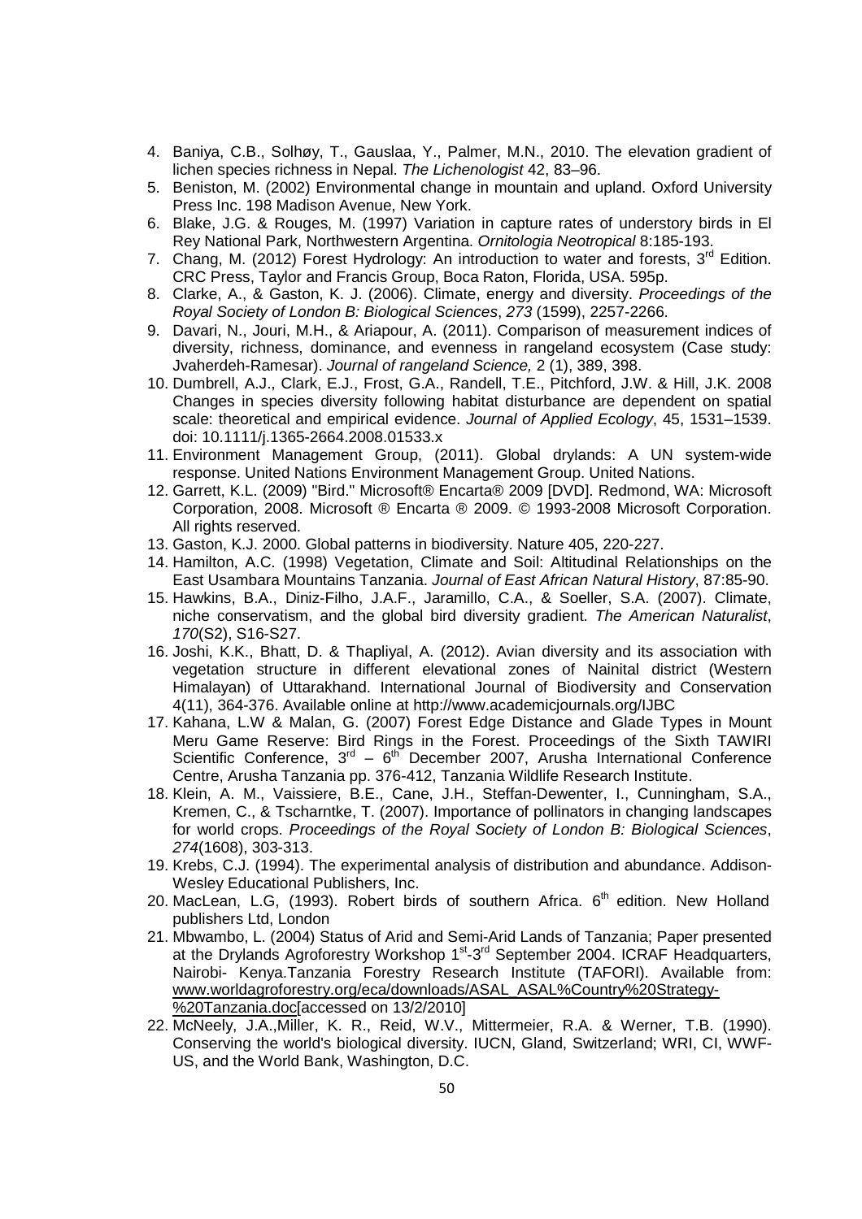4. Baniya, C.B., Solhøy, T., Gauslaa, Y., Palmer, M.N., 2010. The elevation gradient of lichen species richness in Nepal. *The Lichenologist* 42, 83–96.
5. Beniston, M. (2002) Environmental change in mountain and upland. Oxford University Press Inc. 198 Madison Avenue, New York.
6. Blake, J.G. & Rouges, M. (1997) Variation in capture rates of understory birds in El Rey National Park, Northwestern Argentina. *Ornitologia Neotropical* 8:185-193.
7. Chang, M. (2012) Forest Hydrology: An introduction to water and forests, 3rd Edition. CRC Press, Taylor and Francis Group, Boca Raton, Florida, USA. 595p.
8. Clarke, A., & Gaston, K. J. (2006). Climate, energy and diversity. *Proceedings of the Royal Society of London B: Biological Sciences*, *273* (1599), 2257-2266.
9. Davari, N., Jouri, M.H., & Ariapour, A. (2011). Comparison of measurement indices of diversity, richness, dominance, and evenness in rangeland ecosystem (Case study: Jvaherdeh-Ramesar). *Journal of rangeland Science,* 2 (1), 389, 398.
10. Dumbrell, A.J., Clark, E.J., Frost, G.A., Randell, T.E., Pitchford, J.W. & Hill, J.K. 2008 Changes in species diversity following habitat disturbance are dependent on spatial scale: theoretical and empirical evidence. *Journal of Applied Ecology*, 45, 1531–1539. doi: 10.1111/j.1365-2664.2008.01533.x
11. Environment Management Group, (2011). Global drylands: A UN system-wide response. United Nations Environment Management Group. United Nations.
12. Garrett, K.L. (2009) "Bird." Microsoft® Encarta® 2009 [DVD]. Redmond, WA: Microsoft Corporation, 2008. Microsoft ® Encarta ® 2009. © 1993-2008 Microsoft Corporation. All rights reserved.
13. Gaston, K.J. 2000. Global patterns in biodiversity. Nature 405, 220-227.
14. Hamilton, A.C. (1998) Vegetation, Climate and Soil: Altitudinal Relationships on the East Usambara Mountains Tanzania. *Journal of East African Natural History*, 87:85-90.
15. Hawkins, B.A., Diniz-Filho, J.A.F., Jaramillo, C.A., & Soeller, S.A. (2007). Climate, niche conservatism, and the global bird diversity gradient. *The American Naturalist*, *170*(S2), S16-S27.
16. Joshi, K.K., Bhatt, D. & Thapliyal, A. (2012). Avian diversity and its association with vegetation structure in different elevational zones of Nainital district (Western Himalayan) of Uttarakhand. International Journal of Biodiversity and Conservation 4(11), 364-376. Available online at http://www.academicjournals.org/IJBC
17. Kahana, L.W & Malan, G. (2007) Forest Edge Distance and Glade Types in Mount Meru Game Reserve: Bird Rings in the Forest. Proceedings of the Sixth TAWIRI Scientific Conference, 3rd – 6th December 2007, Arusha International Conference Centre, Arusha Tanzania pp. 376-412, Tanzania Wildlife Research Institute.
18. Klein, A. M., Vaissiere, B.E., Cane, J.H., Steffan-Dewenter, I., Cunningham, S.A., Kremen, C., & Tscharntke, T. (2007). Importance of pollinators in changing landscapes for world crops. *Proceedings of the Royal Society of London B: Biological Sciences*, *274*(1608), 303-313.
19. Krebs, C.J. (1994). The experimental analysis of distribution and abundance. Addison-Wesley Educational Publishers, Inc.
20. MacLean, L.G, (1993). Robert birds of southern Africa. 6th edition. New Holland publishers Ltd, London
21. Mbwambo, L. (2004) Status of Arid and Semi-Arid Lands of Tanzania; Paper presented at the Drylands Agroforestry Workshop 1st-3rd September 2004. ICRAF Headquarters, Nairobi- Kenya.Tanzania Forestry Research Institute (TAFORI). Available from: www.worldagroforestry.org/eca/downloads/ASAL_ASAL%Country%20Strategy-%20Tanzania.doc[accessed on 13/2/2010]
22. McNeely, J.A.,Miller, K. R., Reid, W.V., Mittermeier, R.A. & Werner, T.B. (1990). Conserving the world's biological diversity. IUCN, Gland, Switzerland; WRI, CI, WWF-US, and the World Bank, Washington, D.C.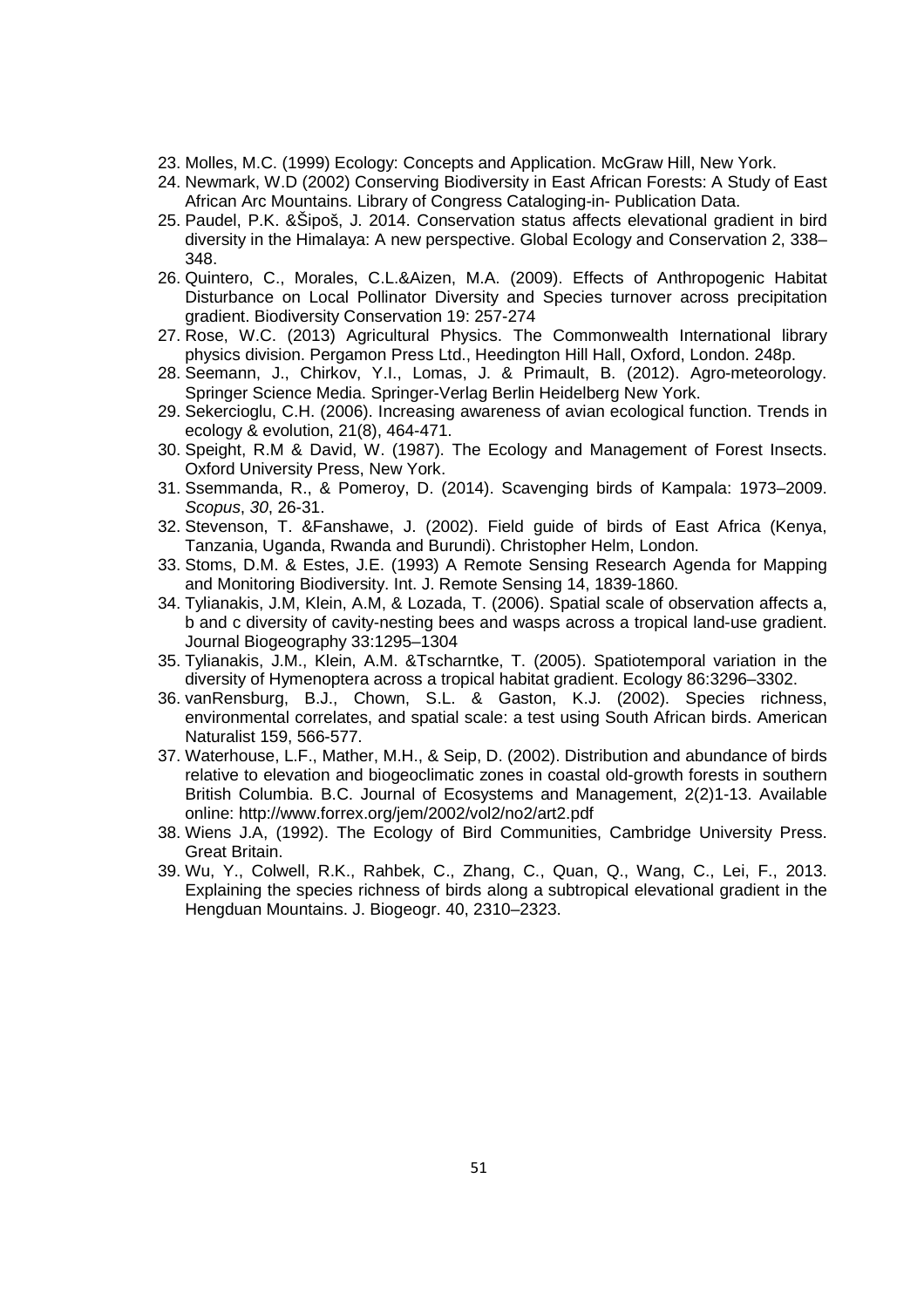23. Molles, M.C. (1999) Ecology: Concepts and Application. McGraw Hill, New York.
24. Newmark, W.D (2002) Conserving Biodiversity in East African Forests: A Study of East African Arc Mountains. Library of Congress Cataloging-in- Publication Data.
25. Paudel, P.K. &Šipoš, J. 2014. Conservation status affects elevational gradient in bird diversity in the Himalaya: A new perspective. Global Ecology and Conservation 2, 338–348.
26. Quintero, C., Morales, C.L.&Aizen, M.A. (2009). Effects of Anthropogenic Habitat Disturbance on Local Pollinator Diversity and Species turnover across precipitation gradient. Biodiversity Conservation 19: 257-274
27. Rose, W.C. (2013) Agricultural Physics. The Commonwealth International library physics division. Pergamon Press Ltd., Heedington Hill Hall, Oxford, London. 248p.
28. Seemann, J., Chirkov, Y.I., Lomas, J. & Primault, B. (2012). Agro-meteorology. Springer Science Media. Springer-Verlag Berlin Heidelberg New York.
29. Sekercioglu, C.H. (2006). Increasing awareness of avian ecological function. Trends in ecology & evolution, 21(8), 464-471.
30. Speight, R.M & David, W. (1987). The Ecology and Management of Forest Insects. Oxford University Press, New York.
31. Ssemmanda, R., & Pomeroy, D. (2014). Scavenging birds of Kampala: 1973–2009. *Scopus*, *30*, 26-31.
32. Stevenson, T. &Fanshawe, J. (2002). Field guide of birds of East Africa (Kenya, Tanzania, Uganda, Rwanda and Burundi). Christopher Helm, London.
33. Stoms, D.M. & Estes, J.E. (1993) A Remote Sensing Research Agenda for Mapping and Monitoring Biodiversity. Int. J. Remote Sensing 14, 1839-1860.
34. Tylianakis, J.M, Klein, A.M, & Lozada, T. (2006). Spatial scale of observation affects a, b and c diversity of cavity-nesting bees and wasps across a tropical land-use gradient. Journal Biogeography 33:1295–1304
35. Tylianakis, J.M., Klein, A.M. &Tscharntke, T. (2005). Spatiotemporal variation in the diversity of Hymenoptera across a tropical habitat gradient. Ecology 86:3296–3302.
36. vanRensburg, B.J., Chown, S.L. & Gaston, K.J. (2002). Species richness, environmental correlates, and spatial scale: a test using South African birds. American Naturalist 159, 566-577.
37. Waterhouse, L.F., Mather, M.H., & Seip, D. (2002). Distribution and abundance of birds relative to elevation and biogeoclimatic zones in coastal old-growth forests in southern British Columbia. B.C. Journal of Ecosystems and Management, 2(2)1-13. Available online: http://www.forrex.org/jem/2002/vol2/no2/art2.pdf
38. Wiens J.A, (1992). The Ecology of Bird Communities, Cambridge University Press. Great Britain.
39. Wu, Y., Colwell, R.K., Rahbek, C., Zhang, C., Quan, Q., Wang, C., Lei, F., 2013. Explaining the species richness of birds along a subtropical elevational gradient in the Hengduan Mountains. J. Biogeogr. 40, 2310–2323.